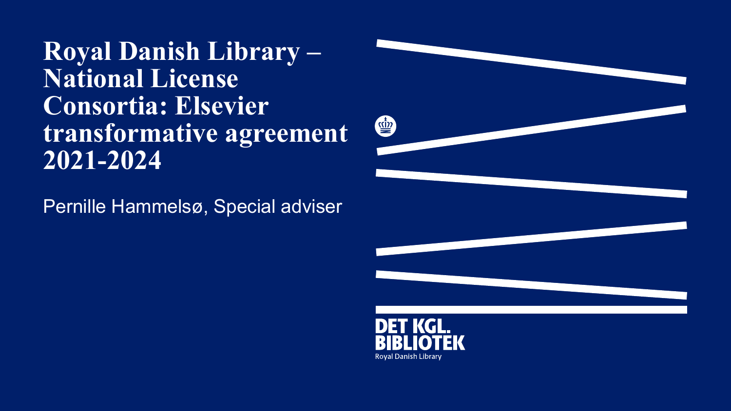# Royal Danish Library – National License Consortia: Elsevier transformative agreement 2021-2024

Pernille Hammelsø, Special adviser

DET KGL. BIBLIOTEK
Royal Danish Library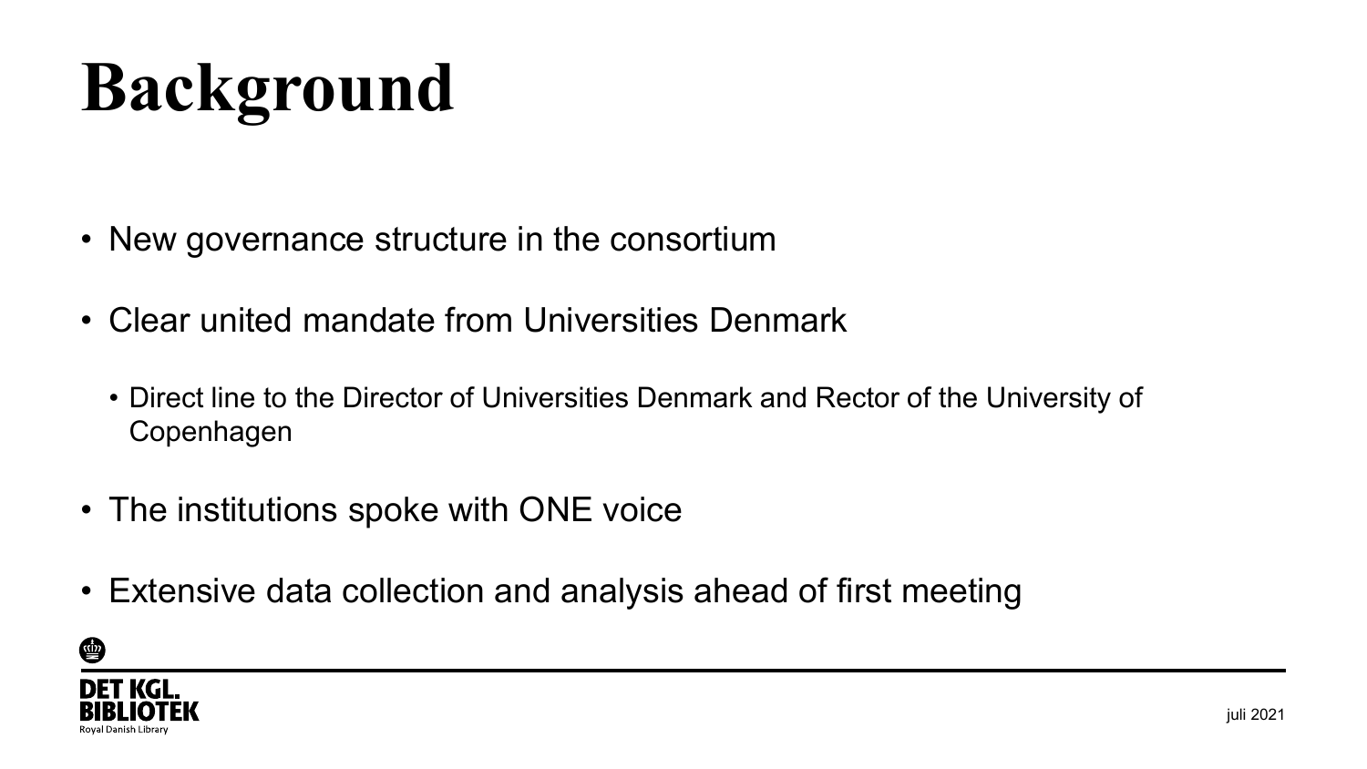# Background

- New governance structure in the consortium
- Clear united mandate from Universities Denmark
  - Direct line to the Director of Universities Denmark and Rector of the University of Copenhagen
- The institutions spoke with ONE voice
- Extensive data collection and analysis ahead of first meeting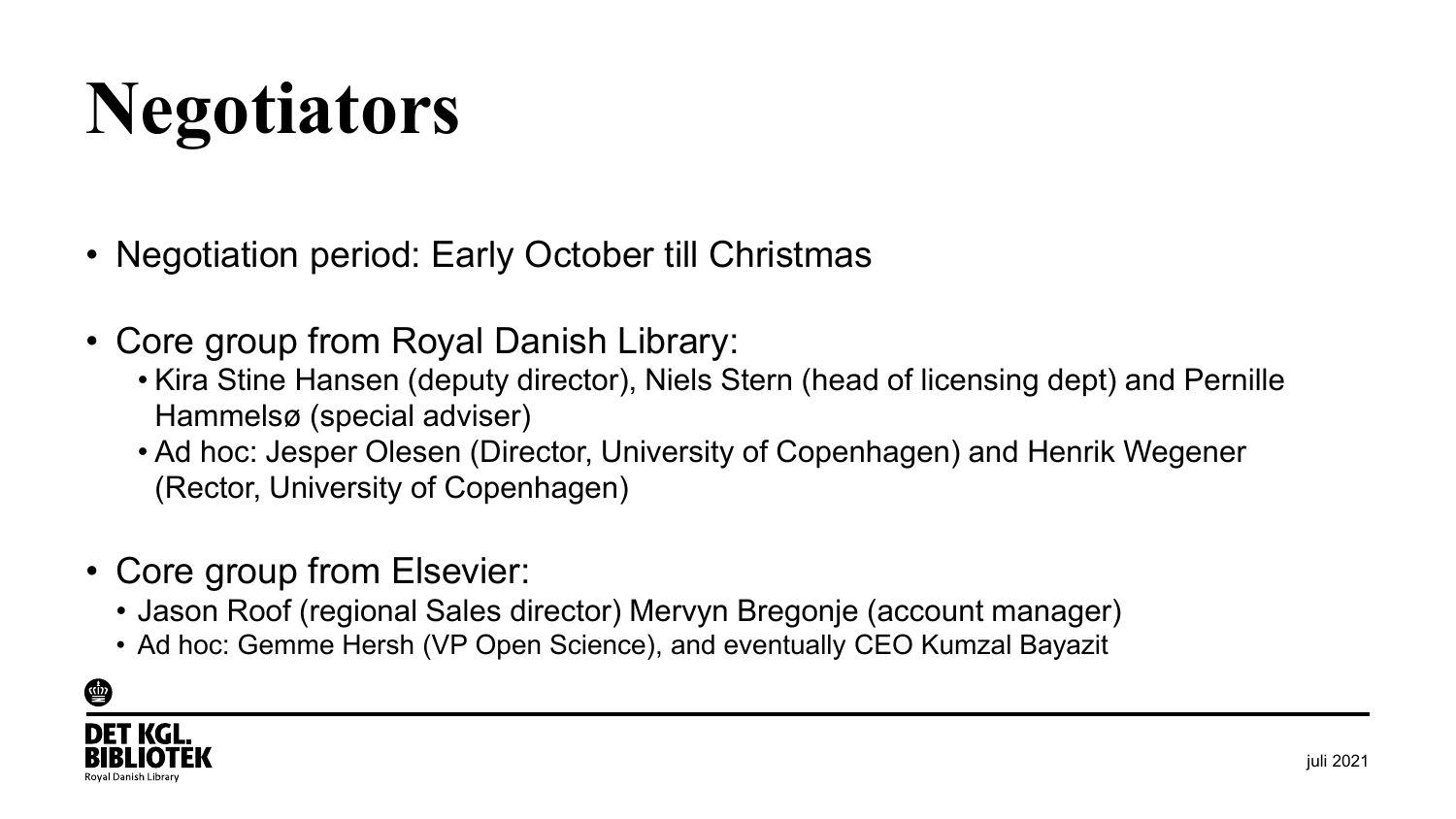# Negotiators

- Negotiation period: Early October till Christmas

- Core group from Royal Danish Library:
  - Kira Stine Hansen (deputy director), Niels Stern (head of licensing dept) and Pernille Hammelsø (special adviser)
  - Ad hoc: Jesper Olesen (Director, University of Copenhagen) and Henrik Wegener (Rectord, University of Copenhagen)

- Core group from Elsevier:
  - Jason Roof (regional Sales director) Mervyn Bregonje (account manager)
  - Ad hoc: Gemme Hersh (VP Open Science), and eventually CEO Kumzal Bayazit

# Negotiators

- Negotiation period: Early October till Christmas

- Core group from Royal Danish Library:
  - Kira Stine Hansen (deputy director), Niels Stern (head of licensing dept) and Pernille Hammelsø (special adviser)
  - Ad hoc: Jesper Olesen (Director, University of Copenhagen) and Henrik Wegener (Rector, University of Copenhagen)

- Core group from Elsevier:
  - Jason Roof (regional Sales director) Mervyn Bregonje (account manager)
  - Ad hoc: Gemme Hersh (VP Open Science), and eventually CEO Kumzal Bayazit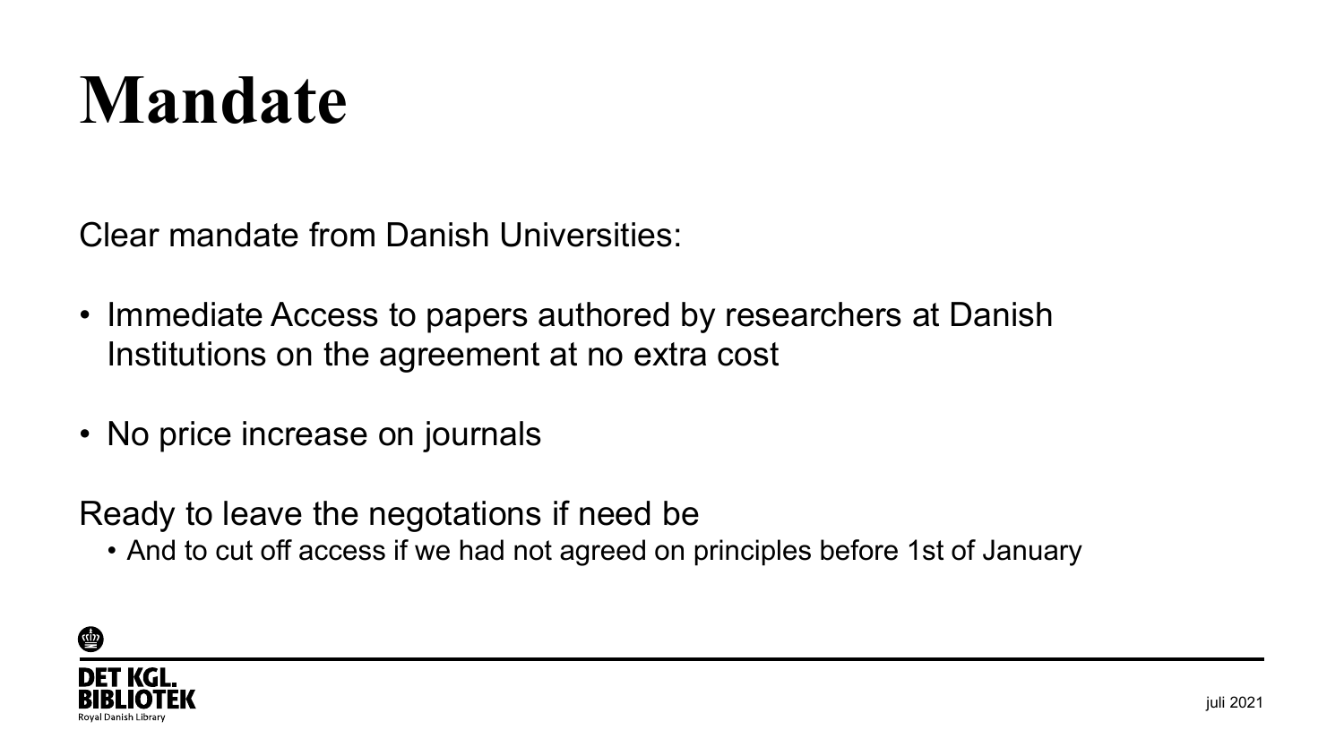# Mandate

Clear mandate from Danish Universities:

- Immediate Access to papers authored by researchers at Danish Institutions on the agreement at no extra cost
- No price increase on journals

Ready to leave the negotations if need be

- And to cut off access if we had not agreed on principles before 1st of January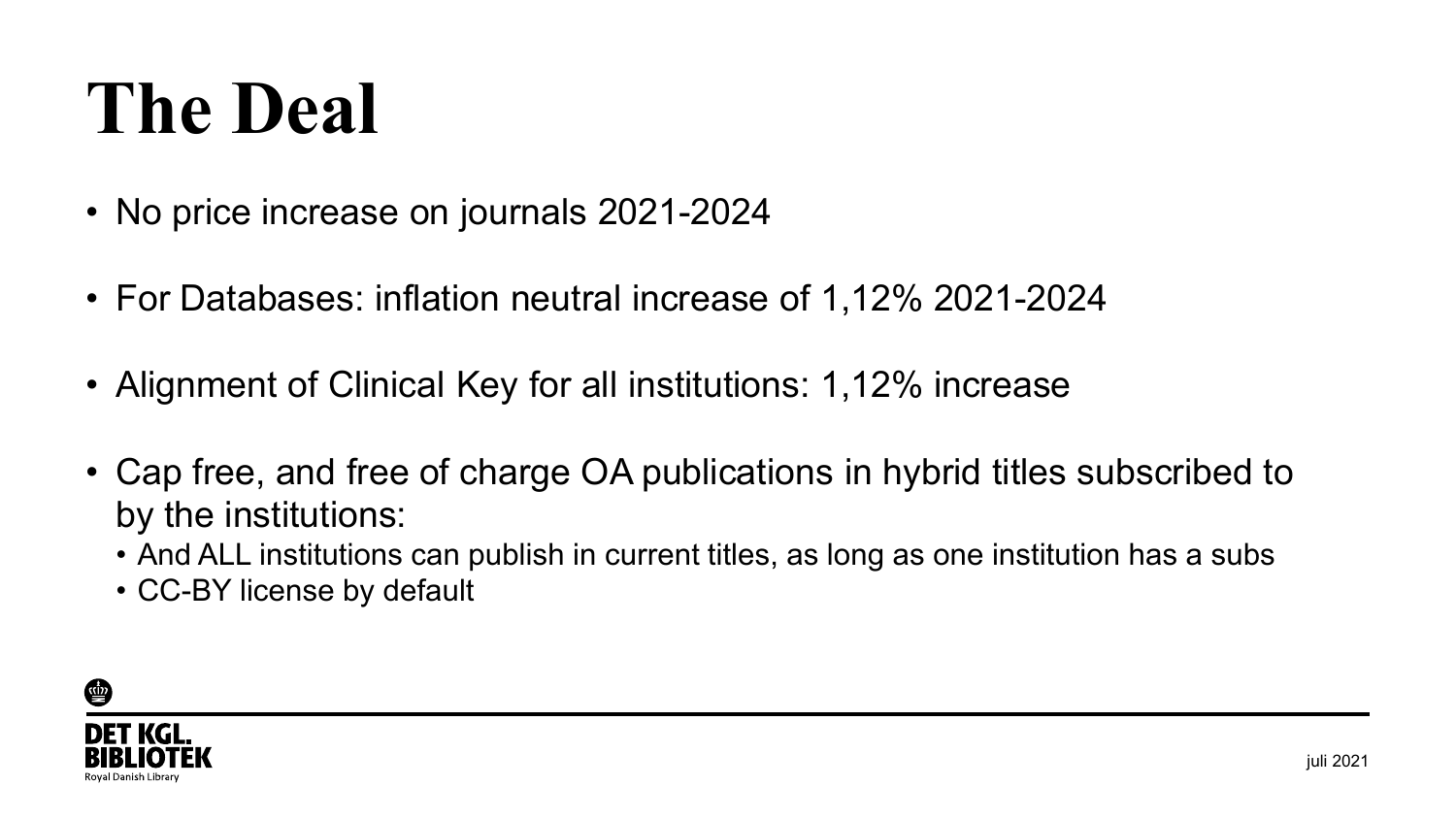# The Deal

- No price increase on journals 2021-2024
- For Databases: inflation neutral increase of 1,12% 2021-2024
- Alignment of Clinical Key for all institutions: 1,12% increase
- Cap free, and free of charge OA publications in hybrid titles subscribed to by the institutions:
  - And ALL institutions can publish in current titles, as long as one institution has a subs
  - CC-BY license by default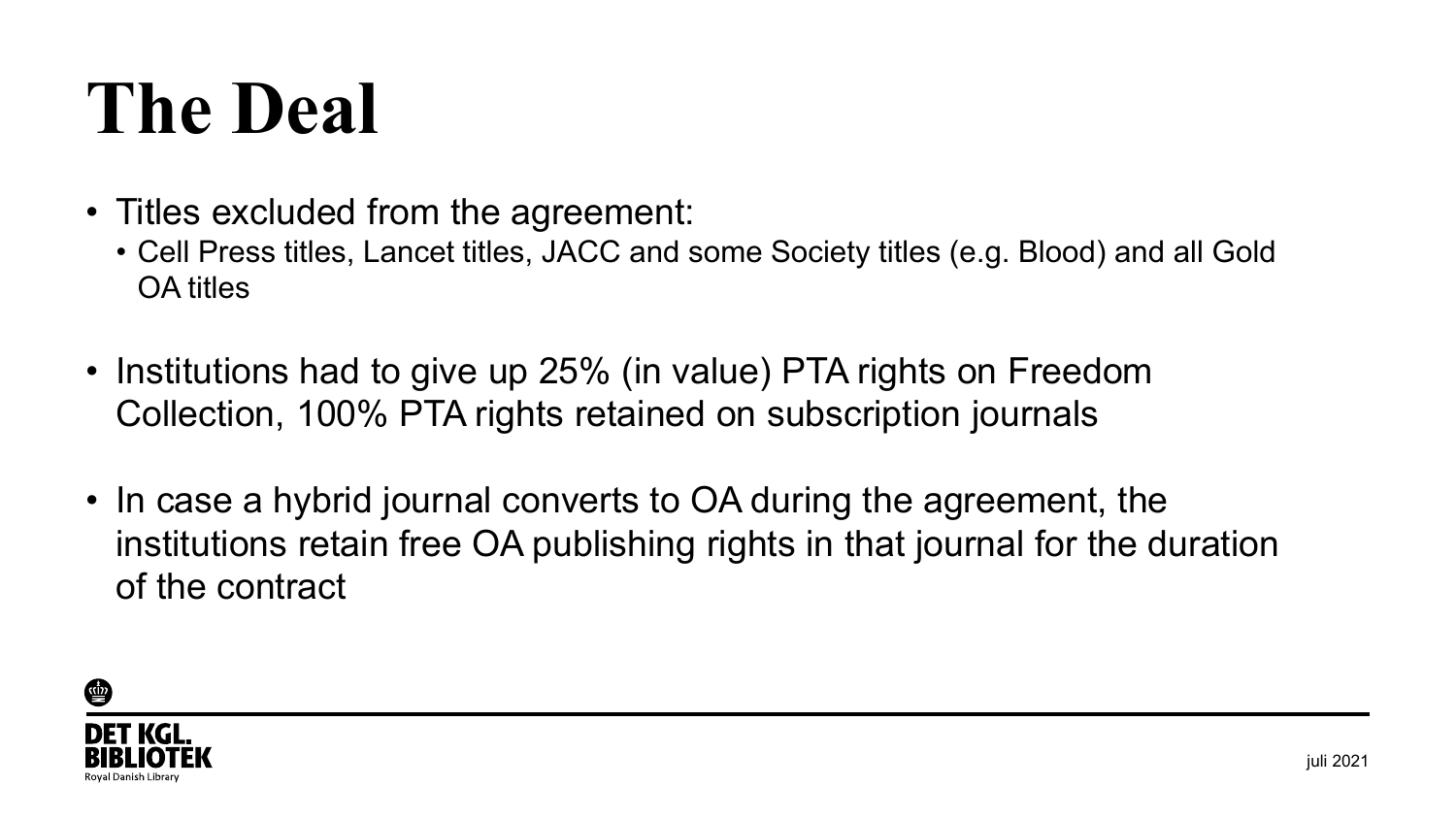# The Deal

- Titles excluded from the agreement:
  - Cell Press titles, Lancet titles, JACC and some Society titles (e.g. Blood) and all Gold OA titles
- Institutions had to give up 25% (in value) PTA rights on Freedom Collection, 100% PTA rights retained on subscription journals
- In case a hybrid journal converts to OA during the agreement, the institutions retain free OA publishing rights in that journal for the duration of the contract